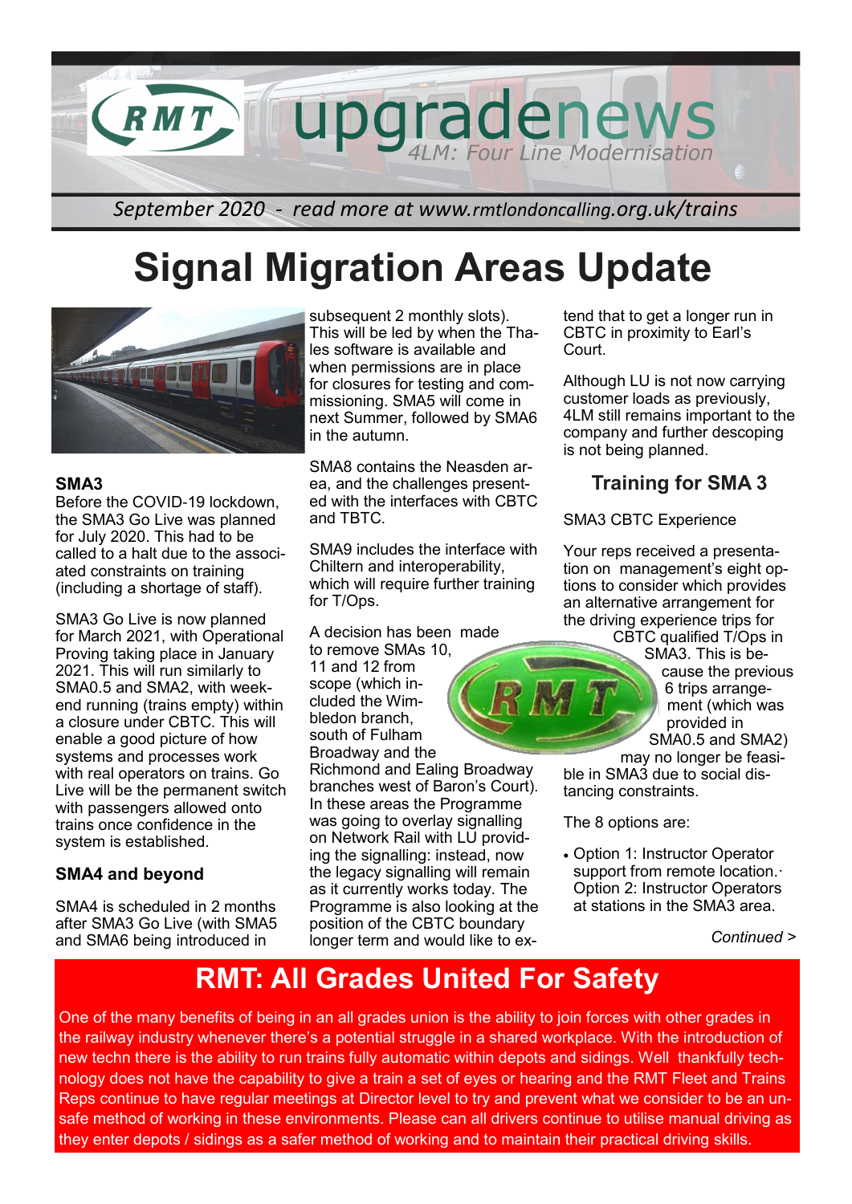# upgradenews

*4LM: Four Line Modernisation*

*September 2020 - read more at www.rmtlondoncalling.org.uk/trains*

# Signal Migration Areas Update

### SMA3

Before the COVID-19 lockdown, the SMA3 Go Live was planned for July 2020. This had to be called to a halt due to the associated constraints on training (including a shortage of staff).

SMA3 Go Live is now planned for March 2021, with Operational Proving taking place in January 2021. This will run similarly to SMA0.5 and SMA2, with weekend running (trains empty) within a closure under CBTC. This will enable a good picture of how systems and processes work with real operators on trains. Go Live will be the permanent switch with passengers allowed onto trains once confidence in the system is established.

### SMA4 and beyond

SMA4 is scheduled in 2 months after SMA3 Go Live (with SMA5 and SMA6 being introduced in subsequent 2 monthly slots). This will be led by when the Thales software is available and when permissions are in place for closures for testing and commissioning. SMA5 will come in next Summer, followed by SMA6 in the autumn.

SMA8 contains the Neasden area, and the challenges presented with the interfaces with CBTC and TBTC.

SMA9 includes the interface with Chiltern and interoperability, which will require further training for T/Ops.

A decision has been made to remove SMAs 10, 11 and 12 from scope (which included the Wimbledon branch, south of Fulham Broadway and the Richmond and Ealing Broadway branches west of Baron's Court). In these areas the Programme was going to overlay signalling on Network Rail with LU providing the signalling: instead, now the legacy signalling will remain as it currently works today. The Programme is also looking at the position of the CBTC boundary longer term and would like to extend that to get a longer run in CBTC in proximity to Earl's Court.

Although LU is not now carrying customer loads as previously, 4LM still remains important to the company and further descoping is not being planned.

## Training for SMA 3

SMA3 CBTC Experience

Your reps received a presentation on management's eight options to consider which provides an alternative arrangement for the driving experience trips for CBTC qualified T/Ops in SMA3. This is because the previous 6 trips arrangement (which was provided in SMA0.5 and SMA2) may no longer be feasible in SMA3 due to social distancing constraints.

The 8 options are:

- Option 1: Instructor Operator support from remote location.· Option 2: Instructor Operators at stations in the SMA3 area.

*Continued >*

## RMT: All Grades United For Safety

One of the many benefits of being in an all grades union is the ability to join forces with other grades in the railway industry whenever there's a potential struggle in a shared workplace. With the introduction of new techn there is the ability to run trains fully automatic within depots and sidings. Well thankfully technology does not have the capability to give a train a set of eyes or hearing and the RMT Fleet and Trains Reps continue to have regular meetings at Director level to try and prevent what we consider to be an unsafe method of working in these environments. Please can all drivers continue to utilise manual driving as they enter depots / sidings as a safer method of working and to maintain their practical driving skills.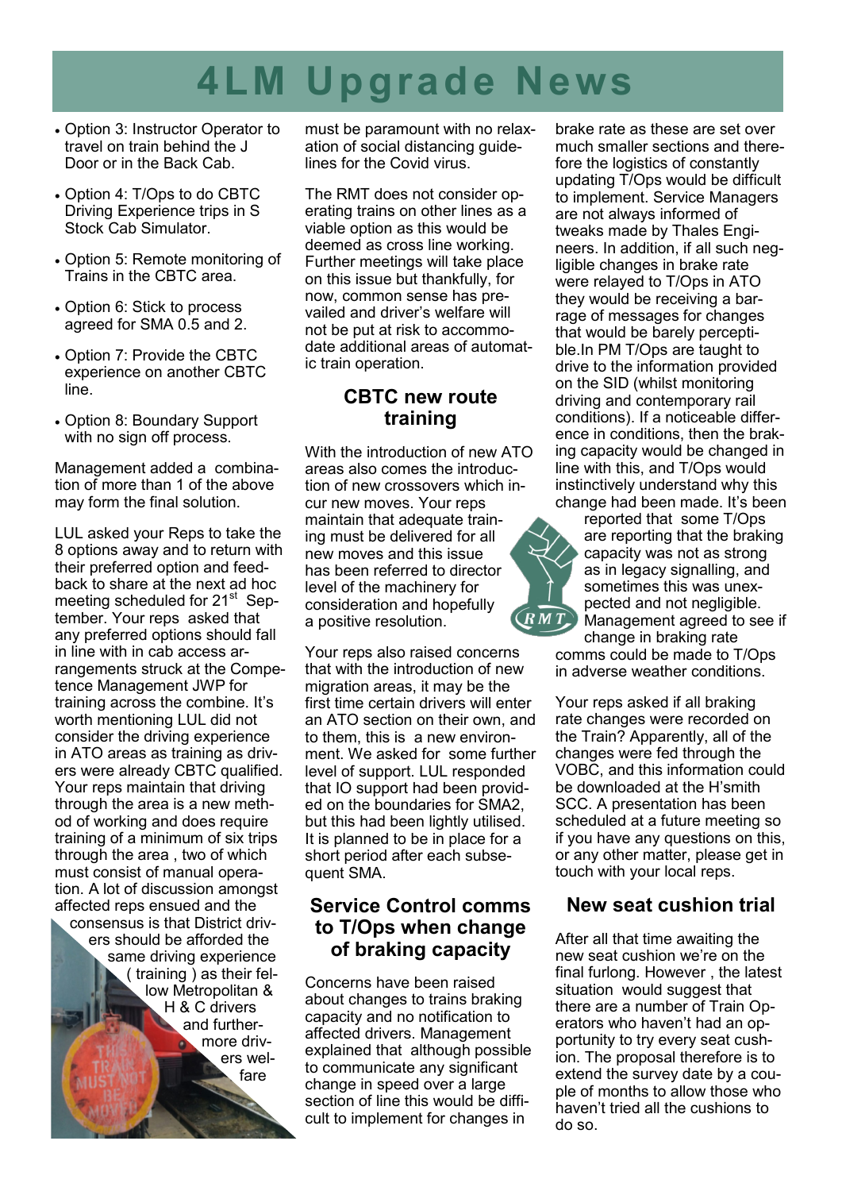// 4LM Upgrade News

- Option 3: Instructor Operator to travel on train behind the J Door or in the Back Cab.
- Option 4: T/Ops to do CBTC Driving Experience trips in S Stock Cab Simulator.
- Option 5: Remote monitoring of Trains in the CBTC area.
- Option 6: Stick to process agreed for SMA 0.5 and 2.
- Option 7: Provide the CBTC experience on another CBTC line.
- Option 8: Boundary Support with no sign off process.

Management added a combination of more than 1 of the above may form the final solution.

LUL asked your Reps to take the 8 options away and to return with their preferred option and feedback to share at the next ad hoc meeting scheduled for 21st September. Your reps asked that any preferred options should fall in line with cab access arrangements struck at the Competence Management JWP for training across the combine. It's worth mentioning LUL did not consider the driving experience in ATO areas as training as drivers were already CBTC qualified. Your reps maintain that driving through the area is a new method of working and does require training of a minimum of six trips through the area , two of which must consist of manual operation. A lot of discussion amongst affected reps ensued and the consensus is that District drivers should be afforded the same driving experience ( training ) as their fellow Metropolitan & H & C drivers and furthermore drivers welfare must be paramount with no relaxation of social distancing guidelines for the Covid virus.

The RMT does not consider operating trains on other lines as a viable option as this would be deemed as cross line working. Further meetings will take place on this issue but thankfully, for now, common sense has prevailed and driver's welfare will not be put at risk to accommodate additional areas of automatic train operation.

## CBTC new route training

With the introduction of new ATO areas also comes the introduction of new crossovers which incur new moves. Your reps maintain that adequate training must be delivered for all new moves and this issue has been referred to director level of the machinery for consideration and hopefully a positive resolution.

Your reps also raised concerns that with the introduction of new migration areas, it may be the first time certain drivers will enter an ATO section on their own, and to them, this is a new environment. We asked for some further level of support. LUL responded that IO support had been provided on the boundaries for SMA2, but this had been lightly utilised. It is planned to be in place for a short period after each subsequent SMA.

## Service Control comms to T/Ops when change of braking capacity

Concerns have been raised about changes to trains braking capacity and no notification to affected drivers. Management explained that although possible to communicate any significant change in speed over a large section of line this would be difficult to implement for changes in brake rate as these are set over much smaller sections and therefore the logistics of constantly updating T/Ops would be difficult to implement. Service Managers are not always informed of tweaks made by Thales Engineers. In addition, if all such negligible changes in brake rate were relayed to T/Ops in ATO they would be receiving a barrage of messages for changes that would be barely perceptible.In PM T/Ops are taught to drive to the information provided on the SID (whilst monitoring driving and contemporary rail conditions). If a noticeable difference in conditions, then the braking capacity would be changed in line with this, and T/Ops would instinctively understand why this change had been made. It's been reported that some T/Ops are reporting that the braking capacity was not as strong as in legacy signalling, and sometimes this was unexpected and not negligible. Management agreed to see if change in braking rate comms could be made to T/Ops in adverse weather conditions.

Your reps asked if all braking rate changes were recorded on the Train? Apparently, all of the changes were fed through the VOBC, and this information could be downloaded at the H'smith SCC. A presentation has been scheduled at a future meeting so if you have any questions on this, or any other matter, please get in touch with your local reps.

## New seat cushion trial

After all that time awaiting the new seat cushion we're on the final furlong. However , the latest situation would suggest that there are a number of Train Operators who haven't had an opportunity to try every seat cushion. The proposal therefore is to extend the survey date by a couple of months to allow those who haven't tried all the cushions to do so.